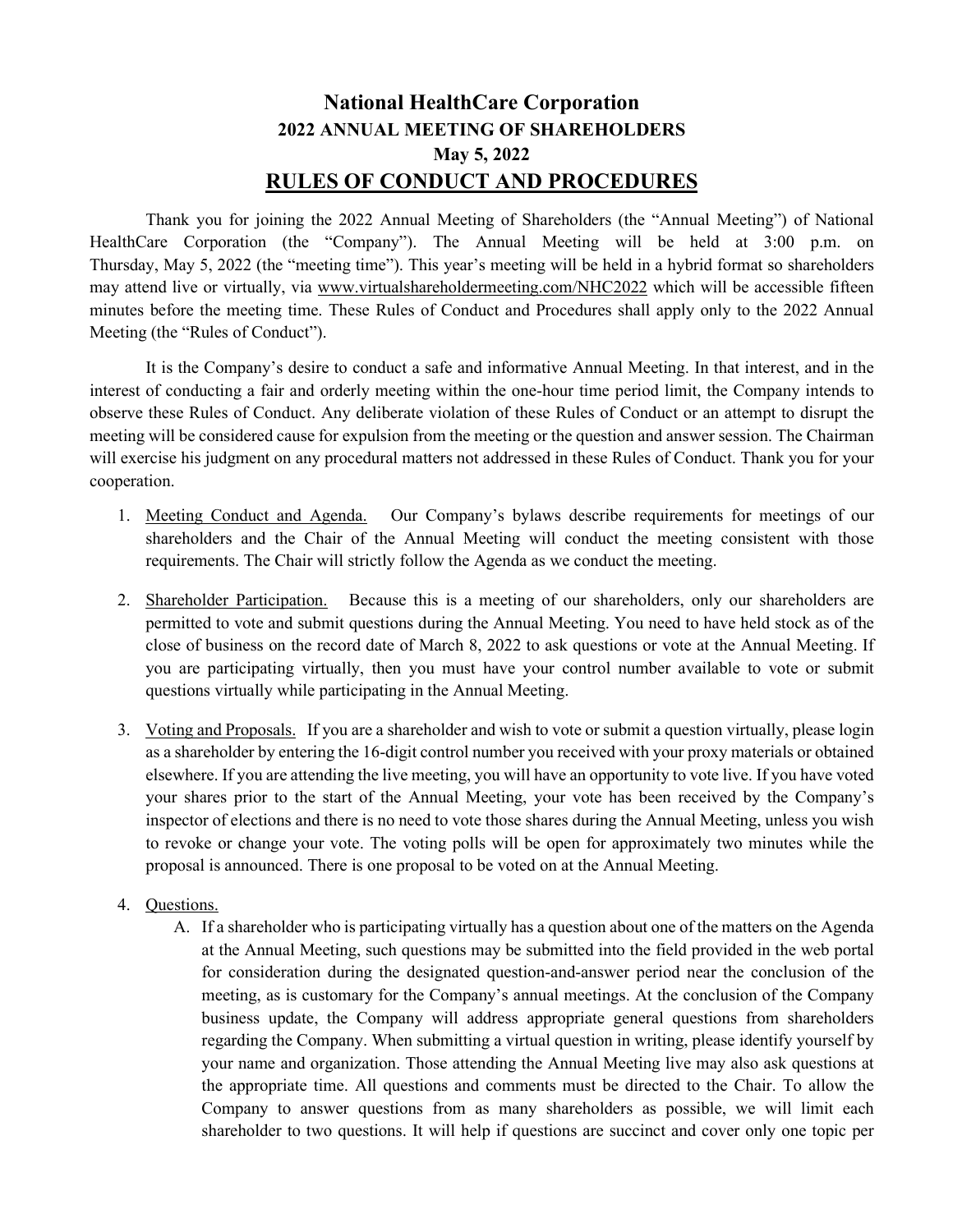# National HealthCare Corporation

## 2022 ANNUAL MEETING OF SHAREHOLDERS

## May 5, 2022

## RULES OF CONDUCT AND PROCEDURES

Thank you for joining the 2022 Annual Meeting of Shareholders (the "Annual Meeting") of National HealthCare Corporation (the "Company"). The Annual Meeting will be held at 3:00 p.m. on Thursday, May 5, 2022 (the "meeting time"). This year's meeting will be held in a hybrid format so shareholders may attend live or virtually, via www.virtualshareholdermeeting.com/NHC2022 which will be accessible fifteen minutes before the meeting time. These Rules of Conduct and Procedures shall apply only to the 2022 Annual Meeting (the "Rules of Conduct").

It is the Company's desire to conduct a safe and informative Annual Meeting. In that interest, and in the interest of conducting a fair and orderly meeting within the one-hour time period limit, the Company intends to observe these Rules of Conduct. Any deliberate violation of these Rules of Conduct or an attempt to disrupt the meeting will be considered cause for expulsion from the meeting or the question and answer session. The Chairman will exercise his judgment on any procedural matters not addressed in these Rules of Conduct. Thank you for your cooperation.

1. Meeting Conduct and Agenda. Our Company's bylaws describe requirements for meetings of our shareholders and the Chair of the Annual Meeting will conduct the meeting consistent with those requirements. The Chair will strictly follow the Agenda as we conduct the meeting.

2. Shareholder Participation. Because this is a meeting of our shareholders, only our shareholders are permitted to vote and submit questions during the Annual Meeting. You need to have held stock as of the close of business on the record date of March 8, 2022 to ask questions or vote at the Annual Meeting. If you are participating virtually, then you must have your control number available to vote or submit questions virtually while participating in the Annual Meeting.

3. Voting and Proposals. If you are a shareholder and wish to vote or submit a question virtually, please login as a shareholder by entering the 16-digit control number you received with your proxy materials or obtained elsewhere. If you are attending the live meeting, you will have an opportunity to vote live. If you have voted your shares prior to the start of the Annual Meeting, your vote has been received by the Company's inspector of elections and there is no need to vote those shares during the Annual Meeting, unless you wish to revoke or change your vote. The voting polls will be open for approximately two minutes while the proposal is announced. There is one proposal to be voted on at the Annual Meeting.

4. Questions.
   A. If a shareholder who is participating virtually has a question about one of the matters on the Agenda at the Annual Meeting, such questions may be submitted into the field provided in the web portal for consideration during the designated question-and-answer period near the conclusion of the meeting, as is customary for the Company's annual meetings. At the conclusion of the Company business update, the Company will address appropriate general questions from shareholders regarding the Company. When submitting a virtual question in writing, please identify yourself by your name and organization. Those attending the Annual Meeting live may also ask questions at the appropriate time. All questions and comments must be directed to the Chair. To allow the Company to answer questions from as many shareholders as possible, we will limit each shareholder to two questions. It will help if questions are succinct and cover only one topic per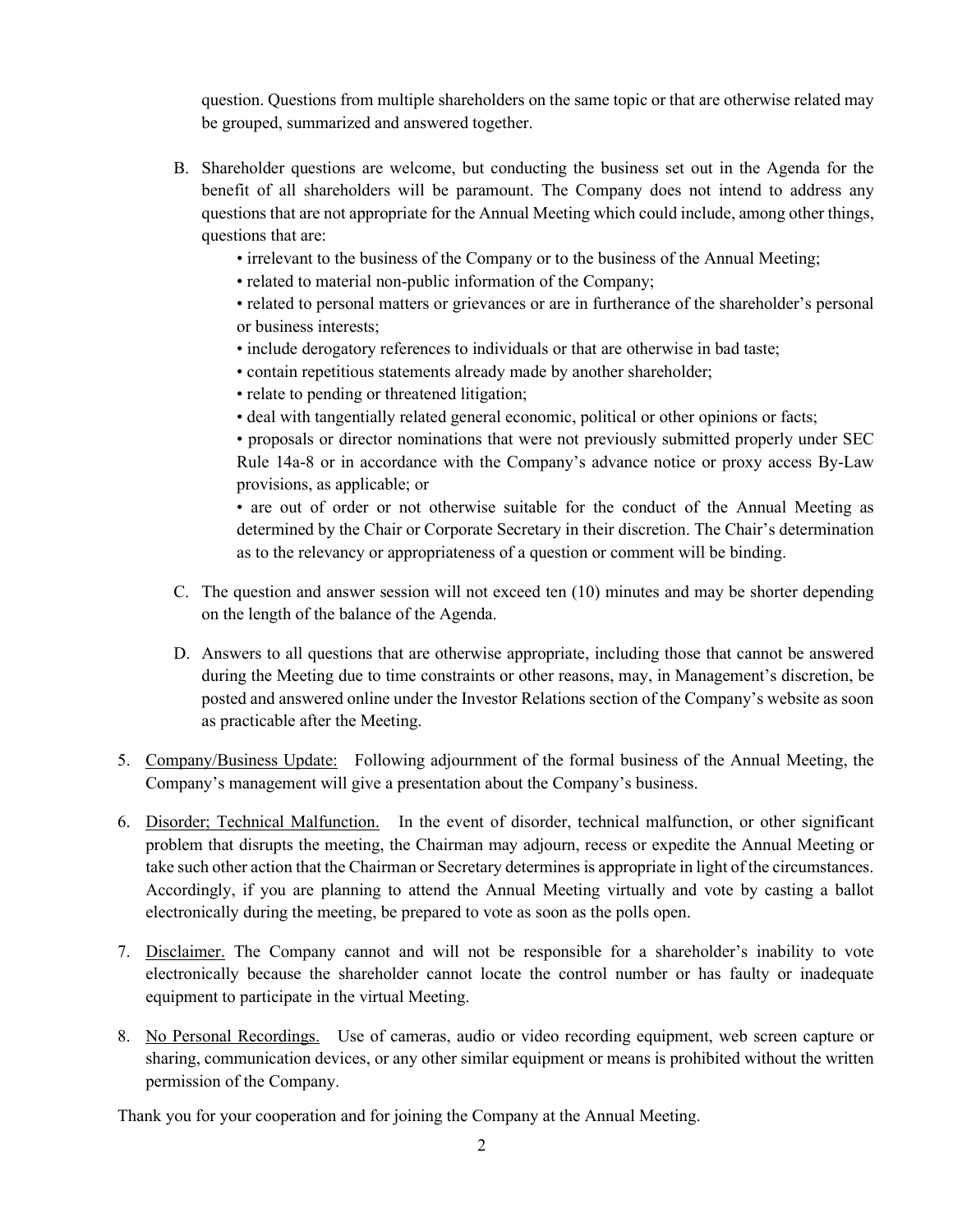question. Questions from multiple shareholders on the same topic or that are otherwise related may be grouped, summarized and answered together.

B. Shareholder questions are welcome, but conducting the business set out in the Agenda for the benefit of all shareholders will be paramount. The Company does not intend to address any questions that are not appropriate for the Annual Meeting which could include, among other things, questions that are:

   • irrelevant to the business of the Company or to the business of the Annual Meeting;

   • related to material non-public information of the Company;

   • related to personal matters or grievances or are in furtherance of the shareholder's personal or business interests;

   • include derogatory references to individuals or that are otherwise in bad taste;

   • contain repetitious statements already made by another shareholder;

   • relate to pending or threatened litigation;

   • deal with tangentially related general economic, political or other opinions or facts;

   • proposals or director nominations that were not previously submitted properly under SEC Rule 14a-8 or in accordance with the Company's advance notice or proxy access By-Law provisions, as applicable; or

   • are out of order or not otherwise suitable for the conduct of the Annual Meeting as determined by the Chair or Corporate Secretary in their discretion. The Chair's determination as to the relevancy or appropriateness of a question or comment will be binding.

C. The question and answer session will not exceed ten (10) minutes and may be shorter depending on the length of the balance of the Agenda.

D. Answers to all questions that are otherwise appropriate, including those that cannot be answered during the Meeting due to time constraints or other reasons, may, in Management's discretion, be posted and answered online under the Investor Relations section of the Company's website as soon as practicable after the Meeting.

5. Company/Business Update: Following adjournment of the formal business of the Annual Meeting, the Company's management will give a presentation about the Company's business.

6. Disorder; Technical Malfunction. In the event of disorder, technical malfunction, or other significant problem that disrupts the meeting, the Chairman may adjourn, recess or expedite the Annual Meeting or take such other action that the Chairman or Secretary determines is appropriate in light of the circumstances. Accordingly, if you are planning to attend the Annual Meeting virtually and vote by casting a ballot electronically during the meeting, be prepared to vote as soon as the polls open.

7. Disclaimer. The Company cannot and will not be responsible for a shareholder's inability to vote electronically because the shareholder cannot locate the control number or has faulty or inadequate equipment to participate in the virtual Meeting.

8. No Personal Recordings. Use of cameras, audio or video recording equipment, web screen capture or sharing, communication devices, or any other similar equipment or means is prohibited without the written permission of the Company.

Thank you for your cooperation and for joining the Company at the Annual Meeting.